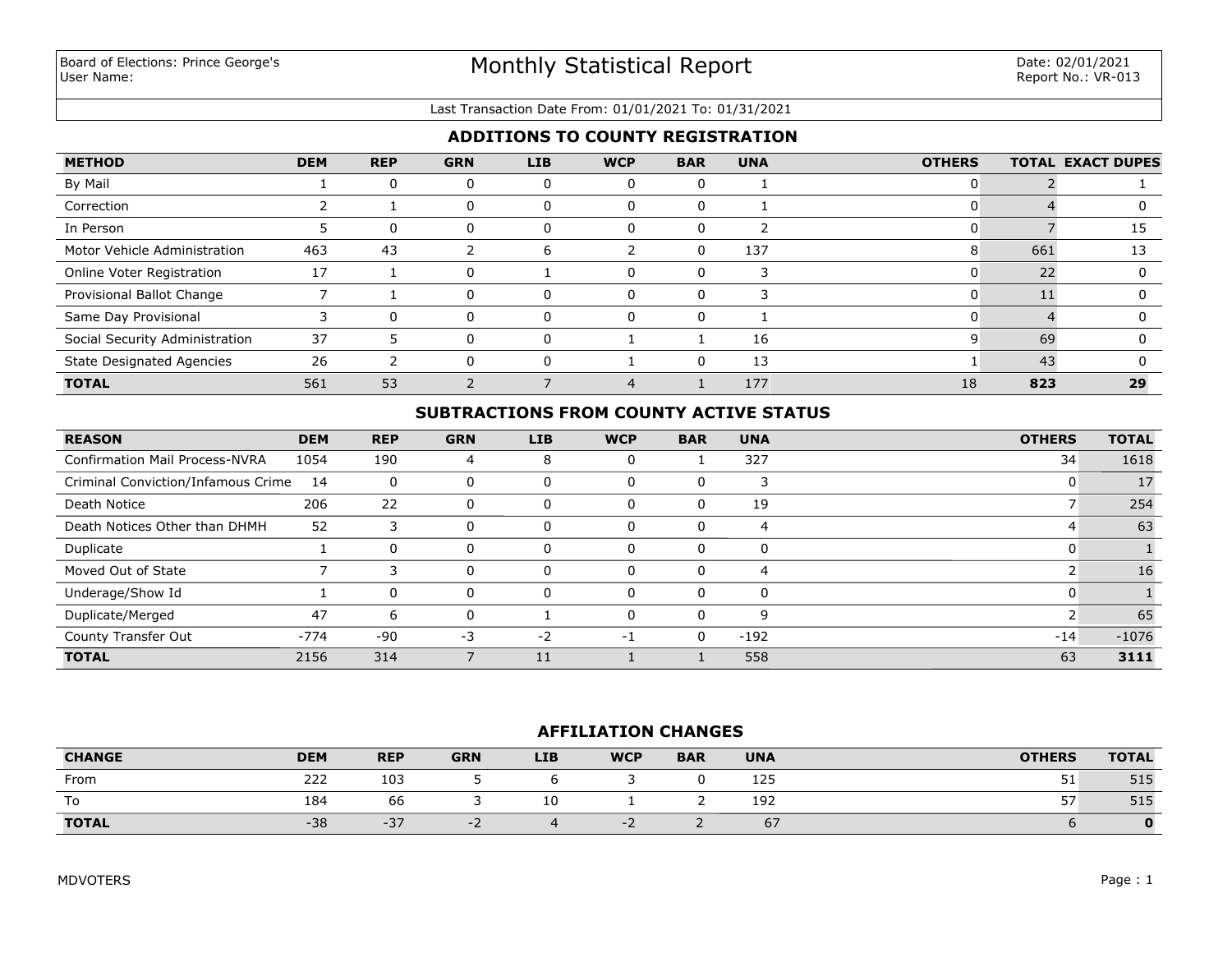Board of Elections: Prince George's
User Name:

# Monthly Statistical Report

Date: 02/01/2021
Report No.: VR-013

Last Transaction Date From: 01/01/2021 To: 01/31/2021

## ADDITIONS TO COUNTY REGISTRATION

| METHOD | DEM | REP | GRN | LIB | WCP | BAR | UNA | OTHERS | TOTAL | EXACT DUPES |
|---|---|---|---|---|---|---|---|---|---|---|
| By Mail | 1 | 0 | 0 | 0 | 0 | 0 | 1 | 0 | 2 | 1 |
| Correction | 2 | 1 | 0 | 0 | 0 | 0 | 1 | 0 | 4 | 0 |
| In Person | 5 | 0 | 0 | 0 | 0 | 0 | 2 | 0 | 7 | 15 |
| Motor Vehicle Administration | 463 | 43 | 2 | 6 | 2 | 0 | 137 | 8 | 661 | 13 |
| Online Voter Registration | 17 | 1 | 0 | 1 | 0 | 0 | 3 | 0 | 22 | 0 |
| Provisional Ballot Change | 7 | 1 | 0 | 0 | 0 | 0 | 3 | 0 | 11 | 0 |
| Same Day Provisional | 3 | 0 | 0 | 0 | 0 | 0 | 1 | 0 | 4 | 0 |
| Social Security Administration | 37 | 5 | 0 | 0 | 1 | 1 | 16 | 9 | 69 | 0 |
| State Designated Agencies | 26 | 2 | 0 | 0 | 1 | 0 | 13 | 1 | 43 | 0 |
| **TOTAL** | 561 | 53 | 2 | 7 | 4 | 1 | 177 | 18 | **823** | **29** |

## SUBTRACTIONS FROM COUNTY ACTIVE STATUS

| REASON | DEM | REP | GRN | LIB | WCP | BAR | UNA | OTHERS | TOTAL |
|---|---|---|---|---|---|---|---|---|---|
| Confirmation Mail Process-NVRA | 1054 | 190 | 4 | 8 | 0 | 1 | 327 | 34 | 1618 |
| Criminal Conviction/Infamous Crime | 14 | 0 | 0 | 0 | 0 | 0 | 3 | 0 | 17 |
| Death Notice | 206 | 22 | 0 | 0 | 0 | 0 | 19 | 7 | 254 |
| Death Notices Other than DHMH | 52 | 3 | 0 | 0 | 0 | 0 | 4 | 4 | 63 |
| Duplicate | 1 | 0 | 0 | 0 | 0 | 0 | 0 | 0 | 1 |
| Moved Out of State | 7 | 3 | 0 | 0 | 0 | 0 | 4 | 2 | 16 |
| Underage/Show Id | 1 | 0 | 0 | 0 | 0 | 0 | 0 | 0 | 1 |
| Duplicate/Merged | 47 | 6 | 0 | 1 | 0 | 0 | 9 | 2 | 65 |
| County Transfer Out | -774 | -90 | -3 | -2 | -1 | 0 | -192 | -14 | -1076 |
| **TOTAL** | 2156 | 314 | 7 | 11 | 1 | 1 | 558 | 63 | **3111** |

## AFFILIATION CHANGES

| CHANGE | DEM | REP | GRN | LIB | WCP | BAR | UNA | OTHERS | TOTAL |
|---|---|---|---|---|---|---|---|---|---|
| From | 222 | 103 | 5 | 6 | 3 | 0 | 125 | 51 | 515 |
| To | 184 | 66 | 3 | 10 | 1 | 2 | 192 | 57 | 515 |
| **TOTAL** | -38 | -37 | -2 | 4 | -2 | 2 | 67 | 6 | **0** |

MDVOTERS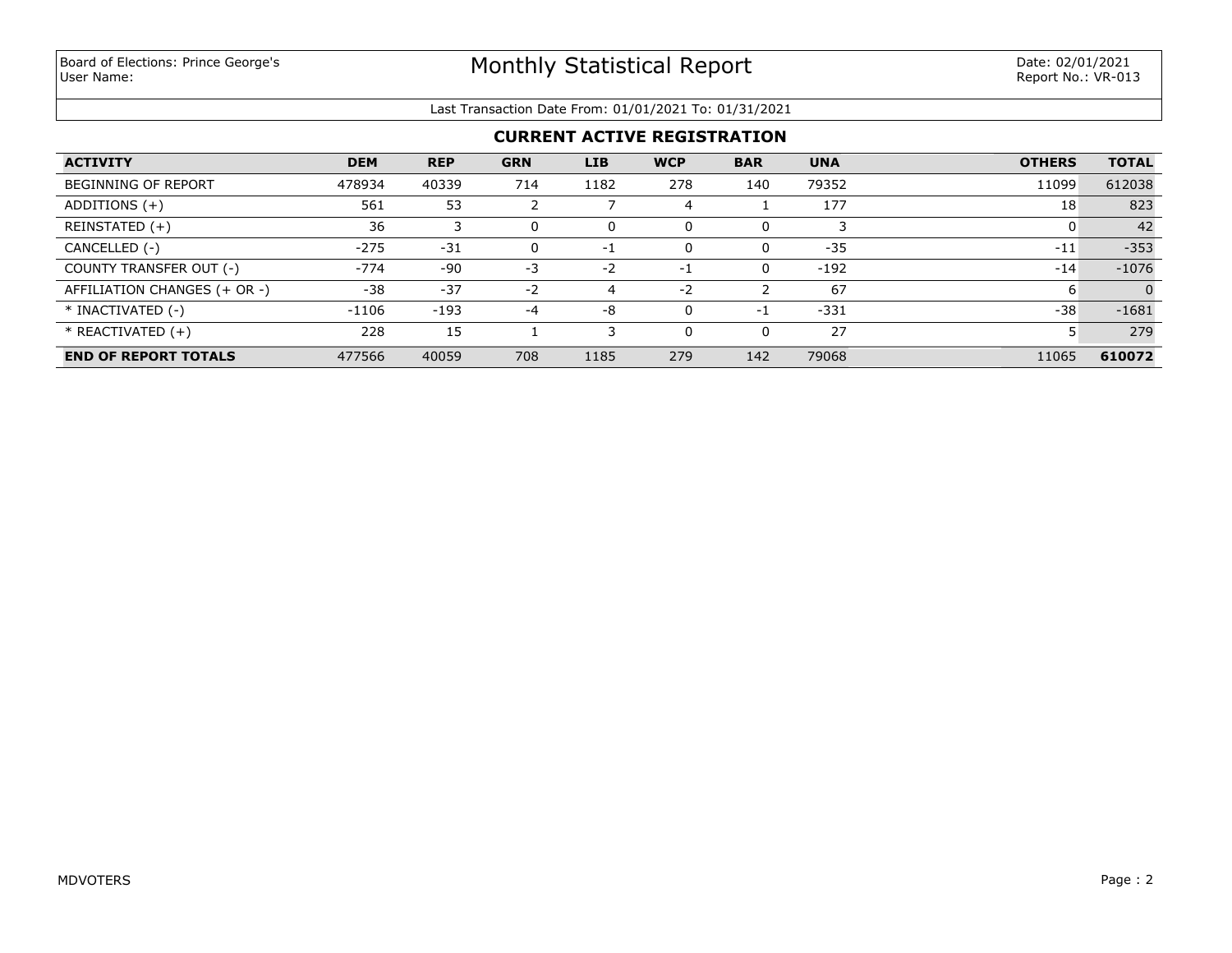Board of Elections: Prince George's
User Name:

# Monthly Statistical Report

Date: 02/01/2021
Report No.: VR-013

Last Transaction Date From: 01/01/2021 To: 01/31/2021

## CURRENT ACTIVE REGISTRATION

| ACTIVITY | DEM | REP | GRN | LIB | WCP | BAR | UNA | OTHERS | TOTAL |
|---|---|---|---|---|---|---|---|---|---|
| BEGINNING OF REPORT | 478934 | 40339 | 714 | 1182 | 278 | 140 | 79352 | 11099 | 612038 |
| ADDITIONS (+) | 561 | 53 | 2 | 7 | 4 | 1 | 177 | 18 | 823 |
| REINSTATED (+) | 36 | 3 | 0 | 0 | 0 | 0 | 3 | 0 | 42 |
| CANCELLED (-) | -275 | -31 | 0 | -1 | 0 | 0 | -35 | -11 | -353 |
| COUNTY TRANSFER OUT (-) | -774 | -90 | -3 | -2 | -1 | 0 | -192 | -14 | -1076 |
| AFFILIATION CHANGES (+ OR -) | -38 | -37 | -2 | 4 | -2 | 2 | 67 | 6 | 0 |
| * INACTIVATED (-) | -1106 | -193 | -4 | -8 | 0 | -1 | -331 | -38 | -1681 |
| * REACTIVATED (+) | 228 | 15 | 1 | 3 | 0 | 0 | 27 | 5 | 279 |
| **END OF REPORT TOTALS** | 477566 | 40059 | 708 | 1185 | 279 | 142 | 79068 | 11065 | **610072** |

MDVOTERS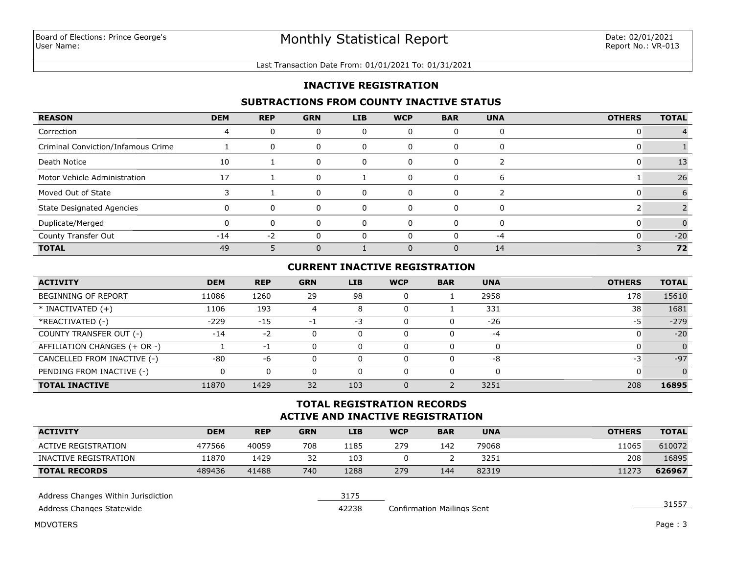Board of Elections: Prince George's
User Name:

# Monthly Statistical Report

Date: 02/01/2021
Report No.: VR-013

Last Transaction Date From: 01/01/2021 To: 01/31/2021

## INACTIVE REGISTRATION

### SUBTRACTIONS FROM COUNTY INACTIVE STATUS

| REASON | DEM | REP | GRN | LIB | WCP | BAR | UNA | OTHERS | TOTAL |
|---|---|---|---|---|---|---|---|---|---|
| Correction | 4 | 0 | 0 | 0 | 0 | 0 | 0 | 0 | 4 |
| Criminal Conviction/Infamous Crime | 1 | 0 | 0 | 0 | 0 | 0 | 0 | 0 | 1 |
| Death Notice | 10 | 1 | 0 | 0 | 0 | 0 | 2 | 0 | 13 |
| Motor Vehicle Administration | 17 | 1 | 0 | 1 | 0 | 0 | 6 | 1 | 26 |
| Moved Out of State | 3 | 1 | 0 | 0 | 0 | 0 | 2 | 0 | 6 |
| State Designated Agencies | 0 | 0 | 0 | 0 | 0 | 0 | 0 | 2 | 2 |
| Duplicate/Merged | 0 | 0 | 0 | 0 | 0 | 0 | 0 | 0 | 0 |
| County Transfer Out | -14 | -2 | 0 | 0 | 0 | 0 | -4 | 0 | -20 |
| **TOTAL** | 49 | 5 | 0 | 1 | 0 | 0 | 14 | 3 | **72** |

### CURRENT INACTIVE REGISTRATION

| ACTIVITY | DEM | REP | GRN | LIB | WCP | BAR | UNA | OTHERS | TOTAL |
|---|---|---|---|---|---|---|---|---|---|
| BEGINNING OF REPORT | 11086 | 1260 | 29 | 98 | 0 | 1 | 2958 | 178 | 15610 |
| * INACTIVATED (+) | 1106 | 193 | 4 | 8 | 0 | 1 | 331 | 38 | 1681 |
| *REACTIVATED (-) | -229 | -15 | -1 | -3 | 0 | 0 | -26 | -5 | -279 |
| COUNTY TRANSFER OUT (-) | -14 | -2 | 0 | 0 | 0 | 0 | -4 | 0 | -20 |
| AFFILIATION CHANGES (+ OR -) | 1 | -1 | 0 | 0 | 0 | 0 | 0 | 0 | 0 |
| CANCELLED FROM INACTIVE (-) | -80 | -6 | 0 | 0 | 0 | 0 | -8 | -3 | -97 |
| PENDING FROM INACTIVE (-) | 0 | 0 | 0 | 0 | 0 | 0 | 0 | 0 | 0 |
| **TOTAL INACTIVE** | 11870 | 1429 | 32 | 103 | 0 | 2 | 3251 | 208 | **16895** |

### TOTAL REGISTRATION RECORDS
### ACTIVE AND INACTIVE REGISTRATION

| ACTIVITY | DEM | REP | GRN | LIB | WCP | BAR | UNA | OTHERS | TOTAL |
|---|---|---|---|---|---|---|---|---|---|
| ACTIVE REGISTRATION | 477566 | 40059 | 708 | 1185 | 279 | 142 | 79068 | 11065 | 610072 |
| INACTIVE REGISTRATION | 11870 | 1429 | 32 | 103 | 0 | 2 | 3251 | 208 | 16895 |
| **TOTAL RECORDS** | 489436 | 41488 | 740 | 1288 | 279 | 144 | 82319 | 11273 | **626967** |

Address Changes Within Jurisdiction: 3175

Address Changes Statewide: 42238

Confirmation Mailings Sent: 31557

MDVOTERS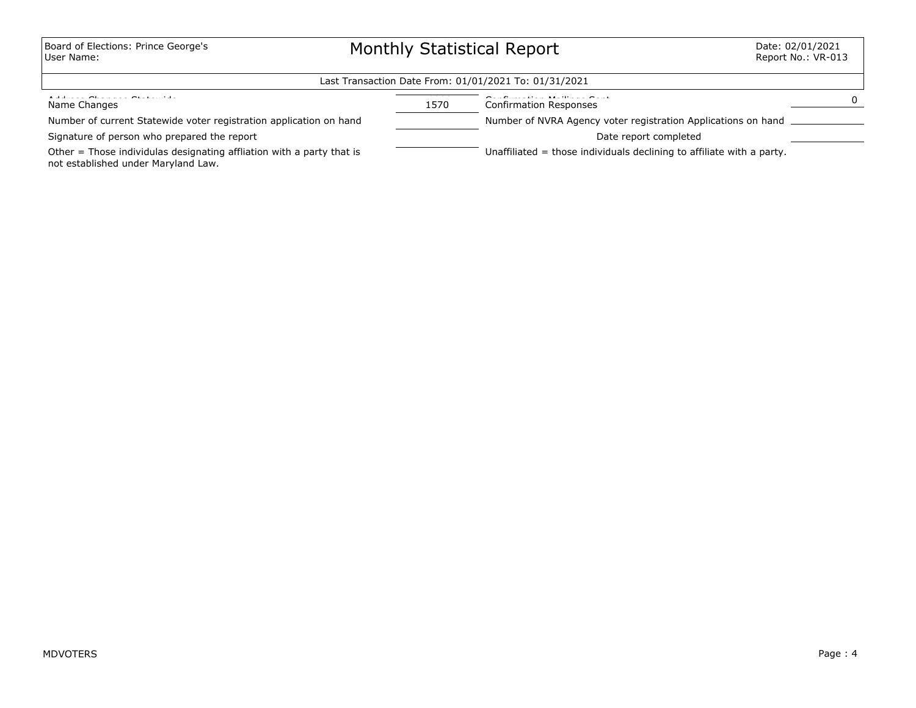| Board of Elections: Prince George's<br>User Name: | Monthly Statistical Report | Date: 02/01/2021<br>Report No.: VR-013 |
|---|---|---|

Last Transaction Date From: 01/01/2021 To: 01/31/2021

| | | | |
|---|---|---|---|
| Address Changes Statewide | | Confirmation Mailings Sent | |
| Name Changes | 1570 | Confirmation Responses | 0 |
| Number of current Statewide voter registration application on hand | | Number of NVRA Agency voter registration Applications on hand | |
| Signature of person who prepared the report | | Date report completed | |
| Other = Those individulas designating affliation with a party that is not established under Maryland Law. | | Unaffiliated = those individuals declining to affiliate with a party. | |

MDVOTERS